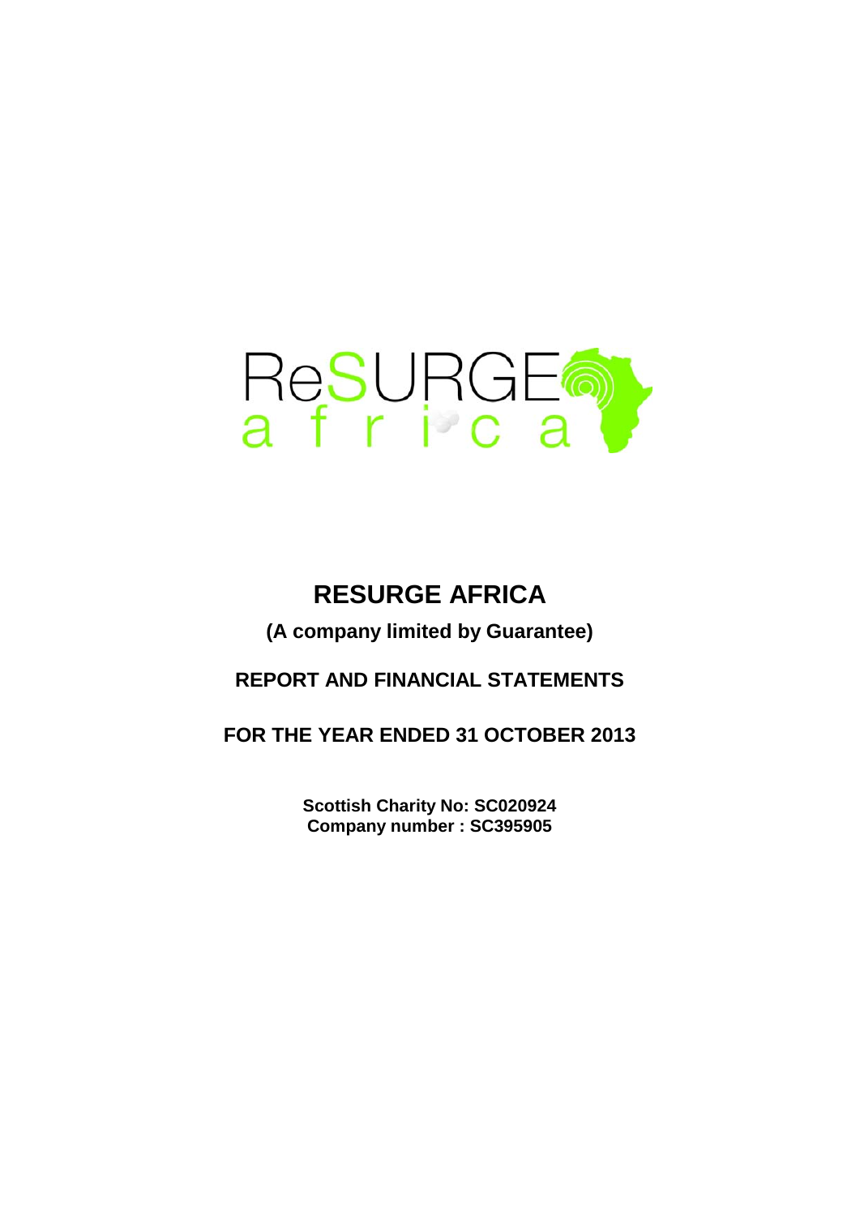# RESURGE AFRICA

**(A company limited by Guarantee)**

**REPORT AND FINANCIAL STATEMENTS**

**FOR THE YEAR ENDED 31 OCTOBER 2013**

**Scottish Charity No: SC020924**
**Company number : SC395905**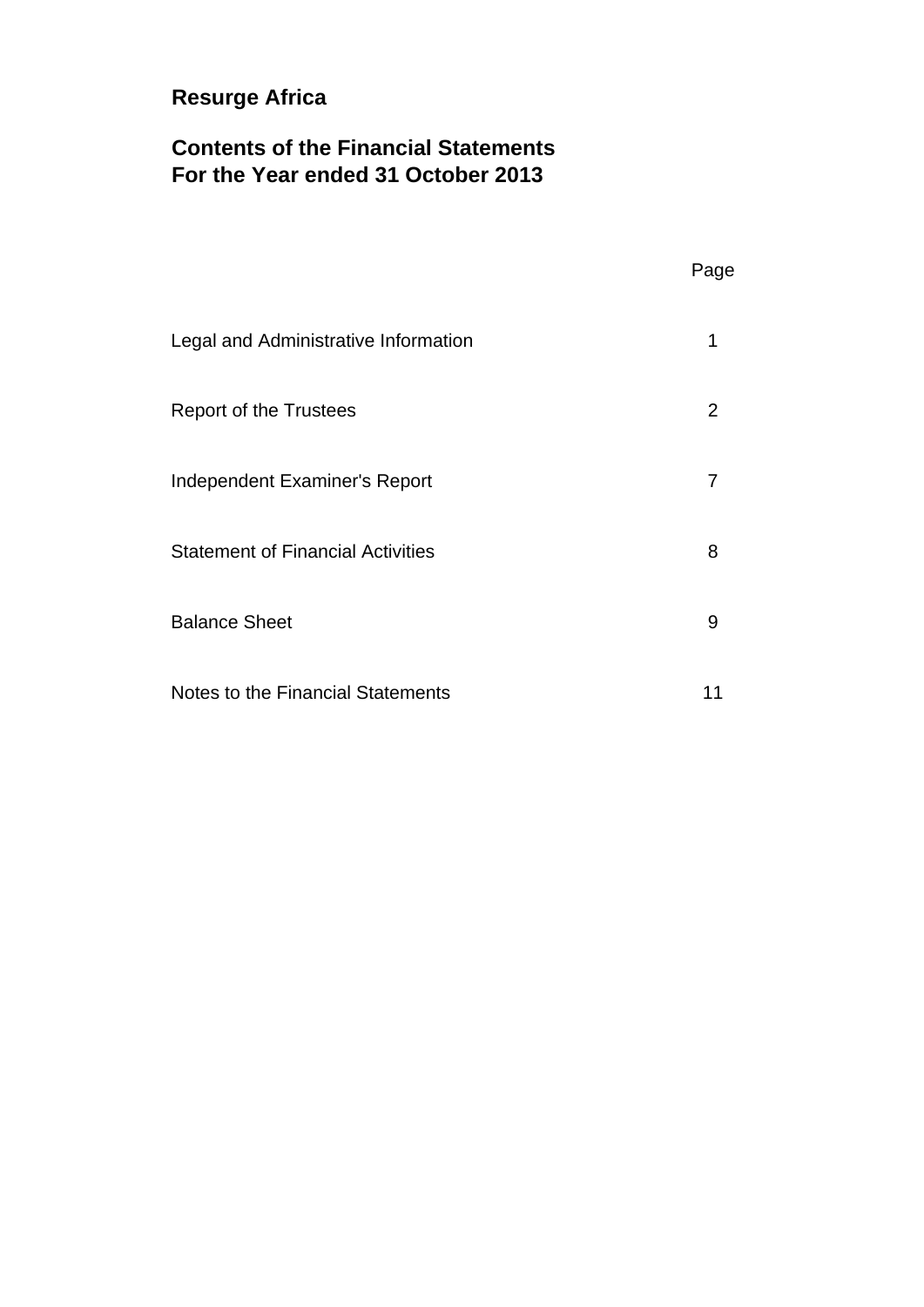# Resurge Africa

## Contents of the Financial Statements
## For the Year ended 31 October 2013

| | Page |
|---|---|
| Legal and Administrative Information | 1 |
| Report of the Trustees | 2 |
| Independent Examiner's Report | 7 |
| Statement of Financial Activities | 8 |
| Balance Sheet | 9 |
| Notes to the Financial Statements | 11 |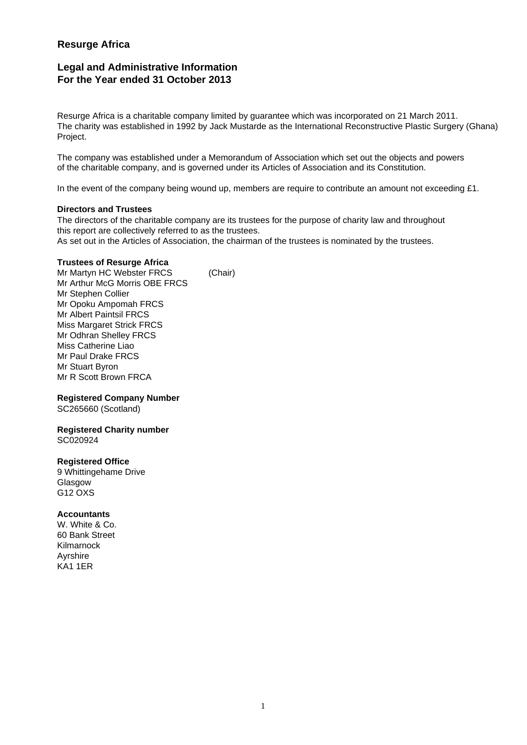# Resurge Africa

## Legal and Administrative Information
## For the Year ended 31 October 2013

Resurge Africa is a charitable company limited by guarantee which was incorporated on 21 March 2011.
The charity was established in 1992 by Jack Mustarde as the International Reconstructive Plastic Surgery (Ghana) Project.

The company was established under a Memorandum of Association which set out the objects and powers of the charitable company, and is governed under its Articles of Association and its Constitution.

In the event of the company being wound up, members are require to contribute an amount not exceeding £1.

**Directors and Trustees**

The directors of the charitable company are its trustees for the purpose of charity law and throughout this report are collectively referred to as the trustees.
As set out in the Articles of Association, the chairman of the trustees is nominated by the trustees.

**Trustees of Resurge Africa**

Mr Martyn HC Webster FRCS (Chair)
Mr Arthur McG Morris OBE FRCS
Mr Stephen Collier
Mr Opoku Ampomah FRCS
Mr Albert Paintsil FRCS
Miss Margaret Strick FRCS
Mr Odhran Shelley FRCS
Miss Catherine Liao
Mr Paul Drake FRCS
Mr Stuart Byron
Mr R Scott Brown FRCA

**Registered Company Number**

SC265660 (Scotland)

**Registered Charity number**

SC020924

**Registered Office**

9 Whittingehame Drive
Glasgow
G12 OXS

**Accountants**

W. White & Co.
60 Bank Street
Kilmarnock
Ayrshire
KA1 1ER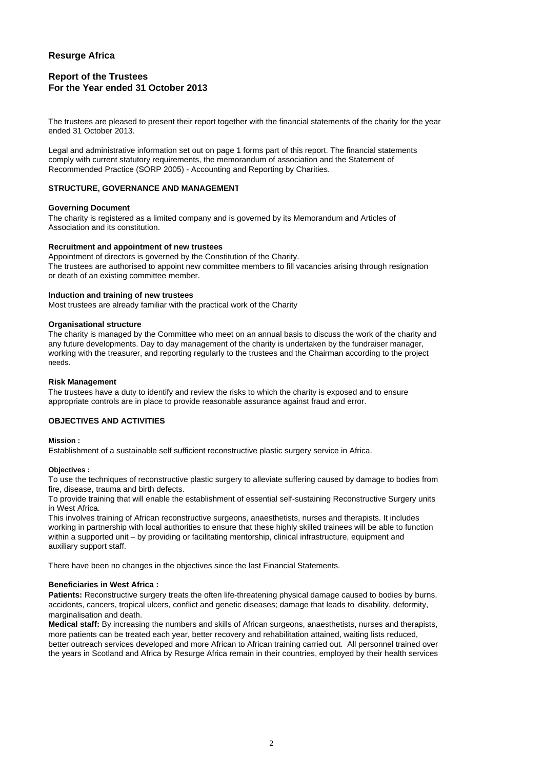# Resurge Africa

## Report of the Trustees
## For the Year ended 31 October 2013

The trustees are pleased to present their report together with the financial statements of the charity for the year ended 31 October 2013.

Legal and administrative information set out on page 1 forms part of this report. The financial statements comply with current statutory requirements, the memorandum of association and the Statement of Recommended Practice (SORP 2005) - Accounting and Reporting by Charities.

### STRUCTURE, GOVERNANCE AND MANAGEMENT

**Governing Document**

The charity is registered as a limited company and is governed by its Memorandum and Articles of Association and its constitution.

**Recruitment and appointment of new trustees**

Appointment of directors is governed by the Constitution of the Charity.
The trustees are authorised to appoint new committee members to fill vacancies arising through resignation or death of an existing committee member.

**Induction and training of new trustees**

Most trustees are already familiar with the practical work of the Charity

**Organisational structure**

The charity is managed by the Committee who meet on an annual basis to discuss the work of the charity and any future developments. Day to day management of the charity is undertaken by the fundraiser manager, working with the treasurer, and reporting regularly to the trustees and the Chairman according to the project needs.

**Risk Management**

The trustees have a duty to identify and review the risks to which the charity is exposed and to ensure appropriate controls are in place to provide reasonable assurance against fraud and error.

### OBJECTIVES AND ACTIVITIES

**Mission :**

Establishment of a sustainable self sufficient reconstructive plastic surgery service in Africa.

**Objectives :**

To use the techniques of reconstructive plastic surgery to alleviate suffering caused by damage to bodies from fire, disease, trauma and birth defects.

To provide training that will enable the establishment of essential self-sustaining Reconstructive Surgery units in West Africa.

This involves training of African reconstructive surgeons, anaesthetists, nurses and therapists. It includes working in partnership with local authorities to ensure that these highly skilled trainees will be able to function within a supported unit – by providing or facilitating mentorship, clinical infrastructure, equipment and auxiliary support staff.

There have been no changes in the objectives since the last Financial Statements.

**Beneficiaries in West Africa :**

**Patients:** Reconstructive surgery treats the often life-threatening physical damage caused to bodies by burns, accidents, cancers, tropical ulcers, conflict and genetic diseases; damage that leads to disability, deformity, marginalisation and death.

**Medical staff:** By increasing the numbers and skills of African surgeons, anaesthetists, nurses and therapists, more patients can be treated each year, better recovery and rehabilitation attained, waiting lists reduced, better outreach services developed and more African to African training carried out. All personnel trained over the years in Scotland and Africa by Resurge Africa remain in their countries, employed by their health services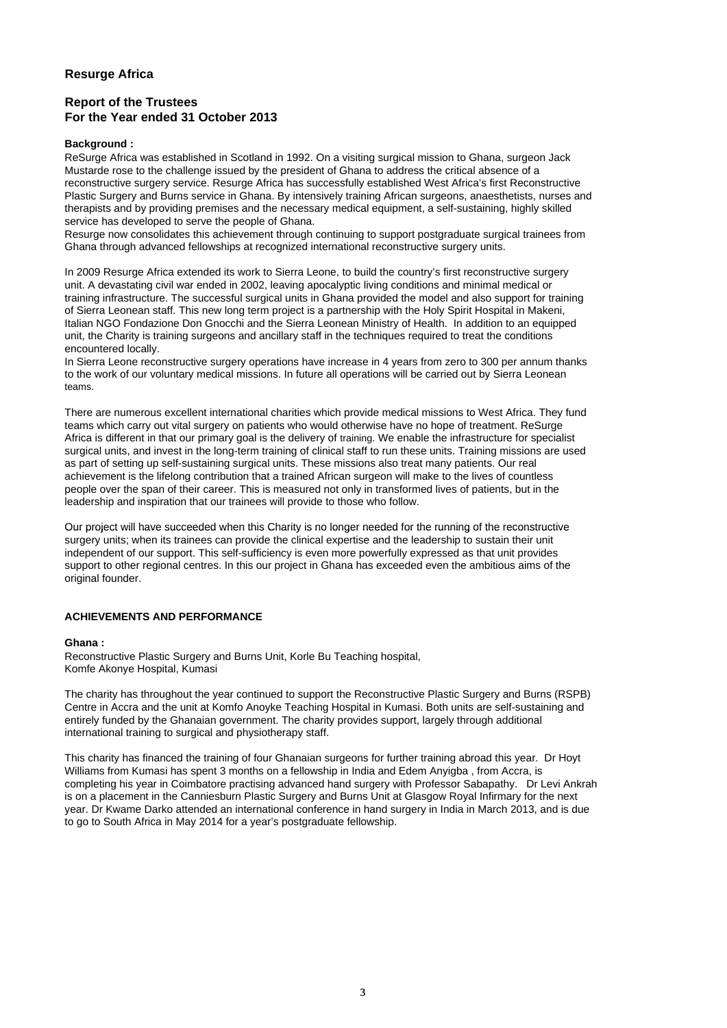# Resurge Africa

## Report of the Trustees
## For the Year ended 31 October 2013

**Background :**

ReSurge Africa was established in Scotland in 1992. On a visiting surgical mission to Ghana, surgeon Jack Mustarde rose to the challenge issued by the president of Ghana to address the critical absence of a reconstructive surgery service. Resurge Africa has successfully established West Africa's first Reconstructive Plastic Surgery and Burns service in Ghana. By intensively training African surgeons, anaesthetists, nurses and therapists and by providing premises and the necessary medical equipment, a self-sustaining, highly skilled service has developed to serve the people of Ghana.

Resurge now consolidates this achievement through continuing to support postgraduate surgical trainees from Ghana through advanced fellowships at recognized international reconstructive surgery units.

In 2009 Resurge Africa extended its work to Sierra Leone, to build the country's first reconstructive surgery unit. A devastating civil war ended in 2002, leaving apocalyptic living conditions and minimal medical or training infrastructure. The successful surgical units in Ghana provided the model and also support for training of Sierra Leonean staff. This new long term project is a partnership with the Holy Spirit Hospital in Makeni, Italian NGO Fondazione Don Gnocchi and the Sierra Leonean Ministry of Health. In addition to an equipped unit, the Charity is training surgeons and ancillary staff in the techniques required to treat the conditions encountered locally.

In Sierra Leone reconstructive surgery operations have increase in 4 years from zero to 300 per annum thanks to the work of our voluntary medical missions. In future all operations will be carried out by Sierra Leonean teams.

There are numerous excellent international charities which provide medical missions to West Africa. They fund teams which carry out vital surgery on patients who would otherwise have no hope of treatment. ReSurge Africa is different in that our primary goal is the delivery of training. We enable the infrastructure for specialist surgical units, and invest in the long-term training of clinical staff to run these units. Training missions are used as part of setting up self-sustaining surgical units. These missions also treat many patients. Our real achievement is the lifelong contribution that a trained African surgeon will make to the lives of countless people over the span of their career. This is measured not only in transformed lives of patients, but in the leadership and inspiration that our trainees will provide to those who follow.

Our project will have succeeded when this Charity is no longer needed for the running of the reconstructive surgery units; when its trainees can provide the clinical expertise and the leadership to sustain their unit independent of our support. This self-sufficiency is even more powerfully expressed as that unit provides support to other regional centres. In this our project in Ghana has exceeded even the ambitious aims of the original founder.

**ACHIEVEMENTS AND PERFORMANCE**

**Ghana :**

Reconstructive Plastic Surgery and Burns Unit, Korle Bu Teaching hospital,
Komfe Akonye Hospital, Kumasi

The charity has throughout the year continued to support the Reconstructive Plastic Surgery and Burns (RSPB) Centre in Accra and the unit at Komfo Anoyke Teaching Hospital in Kumasi. Both units are self-sustaining and entirely funded by the Ghanaian government. The charity provides support, largely through additional international training to surgical and physiotherapy staff.

This charity has financed the training of four Ghanaian surgeons for further training abroad this year. Dr Hoyt Williams from Kumasi has spent 3 months on a fellowship in India and Edem Anyigba , from Accra, is completing his year in Coimbatore practising advanced hand surgery with Professor Sabapathy. Dr Levi Ankrah is on a placement in the Canniesburn Plastic Surgery and Burns Unit at Glasgow Royal Infirmary for the next year. Dr Kwame Darko attended an international conference in hand surgery in India in March 2013, and is due to go to South Africa in May 2014 for a year's postgraduate fellowship.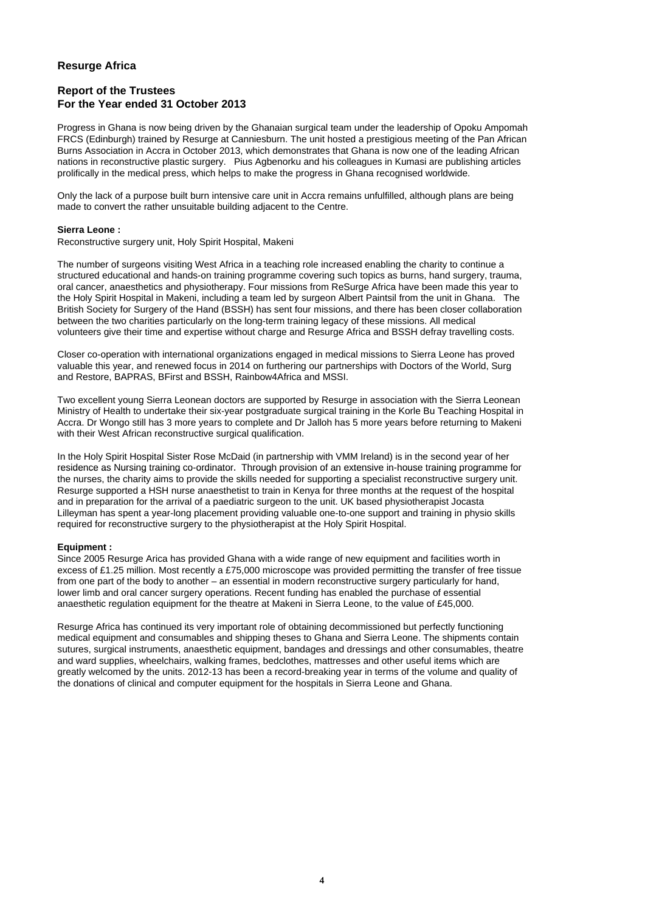# Resurge Africa

## Report of the Trustees
## For the Year ended 31 October 2013

Progress in Ghana is now being driven by the Ghanaian surgical team under the leadership of Opoku Ampomah FRCS (Edinburgh) trained by Resurge at Canniesburn. The unit hosted a prestigious meeting of the Pan African Burns Association in Accra in October 2013, which demonstrates that Ghana is now one of the leading African nations in reconstructive plastic surgery. Pius Agbenorku and his colleagues in Kumasi are publishing articles prolifically in the medical press, which helps to make the progress in Ghana recognised worldwide.

Only the lack of a purpose built burn intensive care unit in Accra remains unfulfilled, although plans are being made to convert the rather unsuitable building adjacent to the Centre.

**Sierra Leone :**

Reconstructive surgery unit, Holy Spirit Hospital, Makeni

The number of surgeons visiting West Africa in a teaching role increased enabling the charity to continue a structured educational and hands-on training programme covering such topics as burns, hand surgery, trauma, oral cancer, anaesthetics and physiotherapy. Four missions from ReSurge Africa have been made this year to the Holy Spirit Hospital in Makeni, including a team led by surgeon Albert Paintsil from the unit in Ghana. The British Society for Surgery of the Hand (BSSH) has sent four missions, and there has been closer collaboration between the two charities particularly on the long-term training legacy of these missions. All medical volunteers give their time and expertise without charge and Resurge Africa and BSSH defray travelling costs.

Closer co-operation with international organizations engaged in medical missions to Sierra Leone has proved valuable this year, and renewed focus in 2014 on furthering our partnerships with Doctors of the World, Surg and Restore, BAPRAS, BFirst and BSSH, Rainbow4Africa and MSSI.

Two excellent young Sierra Leonean doctors are supported by Resurge in association with the Sierra Leonean Ministry of Health to undertake their six-year postgraduate surgical training in the Korle Bu Teaching Hospital in Accra. Dr Wongo still has 3 more years to complete and Dr Jalloh has 5 more years before returning to Makeni with their West African reconstructive surgical qualification.

In the Holy Spirit Hospital Sister Rose McDaid (in partnership with VMM Ireland) is in the second year of her residence as Nursing training co-ordinator. Through provision of an extensive in-house training programme for the nurses, the charity aims to provide the skills needed for supporting a specialist reconstructive surgery unit. Resurge supported a HSH nurse anaesthetist to train in Kenya for three months at the request of the hospital and in preparation for the arrival of a paediatric surgeon to the unit. UK based physiotherapist Jocasta Lilleyman has spent a year-long placement providing valuable one-to-one support and training in physio skills required for reconstructive surgery to the physiotherapist at the Holy Spirit Hospital.

**Equipment :**

Since 2005 Resurge Arica has provided Ghana with a wide range of new equipment and facilities worth in excess of £1.25 million. Most recently a £75,000 microscope was provided permitting the transfer of free tissue from one part of the body to another – an essential in modern reconstructive surgery particularly for hand, lower limb and oral cancer surgery operations. Recent funding has enabled the purchase of essential anaesthetic regulation equipment for the theatre at Makeni in Sierra Leone, to the value of £45,000.

Resurge Africa has continued its very important role of obtaining decommissioned but perfectly functioning medical equipment and consumables and shipping theses to Ghana and Sierra Leone. The shipments contain sutures, surgical instruments, anaesthetic equipment, bandages and dressings and other consumables, theatre and ward supplies, wheelchairs, walking frames, bedclothes, mattresses and other useful items which are greatly welcomed by the units. 2012-13 has been a record-breaking year in terms of the volume and quality of the donations of clinical and computer equipment for the hospitals in Sierra Leone and Ghana.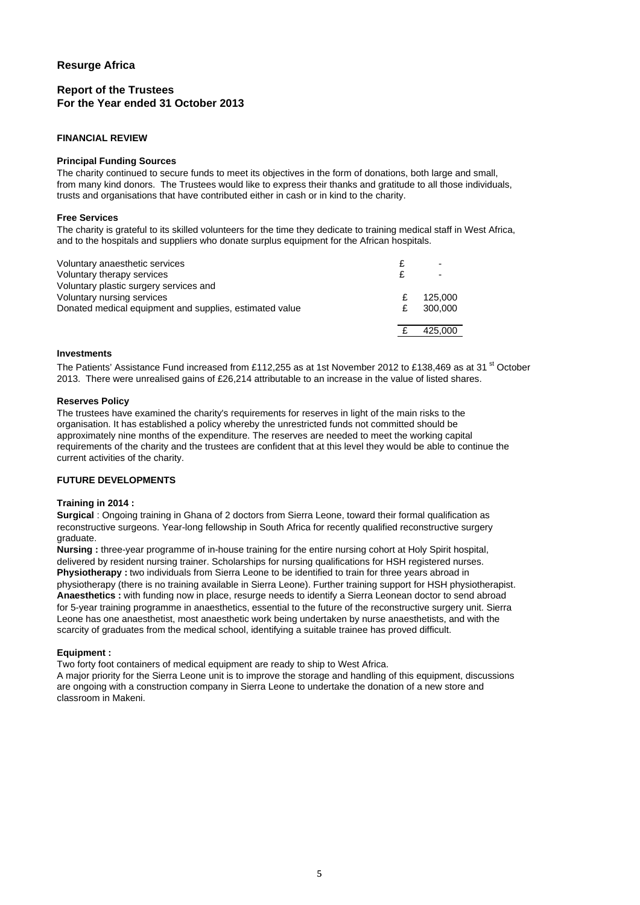# Resurge Africa

## Report of the Trustees
## For the Year ended 31 October 2013

### FINANCIAL REVIEW

#### Principal Funding Sources

The charity continued to secure funds to meet its objectives in the form of donations, both large and small, from many kind donors. The Trustees would like to express their thanks and gratitude to all those individuals, trusts and organisations that have contributed either in cash or in kind to the charity.

#### Free Services

The charity is grateful to its skilled volunteers for the time they dedicate to training medical staff in West Africa, and to the hospitals and suppliers who donate surplus equipment for the African hospitals.

| | | |
|---|---|---|
| Voluntary anaesthetic services | £ | - |
| Voluntary therapy services | £ | - |
| Voluntary plastic surgery services and Voluntary nursing services | £ | 125,000 |
| Donated medical equipment and supplies, estimated value | £ | 300,000 |
| | £ | 425,000 |

#### Investments

The Patients' Assistance Fund increased from £112,255 as at 1st November 2012 to £138,469 as at 31 st October 2013. There were unrealised gains of £26,214 attributable to an increase in the value of listed shares.

#### Reserves Policy

The trustees have examined the charity's requirements for reserves in light of the main risks to the organisation. It has established a policy whereby the unrestricted funds not committed should be approximately nine months of the expenditure. The reserves are needed to meet the working capital requirements of the charity and the trustees are confident that at this level they would be able to continue the current activities of the charity.

### FUTURE DEVELOPMENTS

#### Training in 2014 :

**Surgical** : Ongoing training in Ghana of 2 doctors from Sierra Leone, toward their formal qualification as reconstructive surgeons. Year-long fellowship in South Africa for recently qualified reconstructive surgery graduate.

**Nursing :** three-year programme of in-house training for the entire nursing cohort at Holy Spirit hospital, delivered by resident nursing trainer. Scholarships for nursing qualifications for HSH registered nurses.

**Physiotherapy :** two individuals from Sierra Leone to be identified to train for three years abroad in physiotherapy (there is no training available in Sierra Leone). Further training support for HSH physiotherapist.

**Anaesthetics :** with funding now in place, resurge needs to identify a Sierra Leonean doctor to send abroad for 5-year training programme in anaesthetics, essential to the future of the reconstructive surgery unit. Sierra Leone has one anaesthetist, most anaesthetic work being undertaken by nurse anaesthetists, and with the scarcity of graduates from the medical school, identifying a suitable trainee has proved difficult.

#### Equipment :

Two forty foot containers of medical equipment are ready to ship to West Africa.

A major priority for the Sierra Leone unit is to improve the storage and handling of this equipment, discussions are ongoing with a construction company in Sierra Leone to undertake the donation of a new store and classroom in Makeni.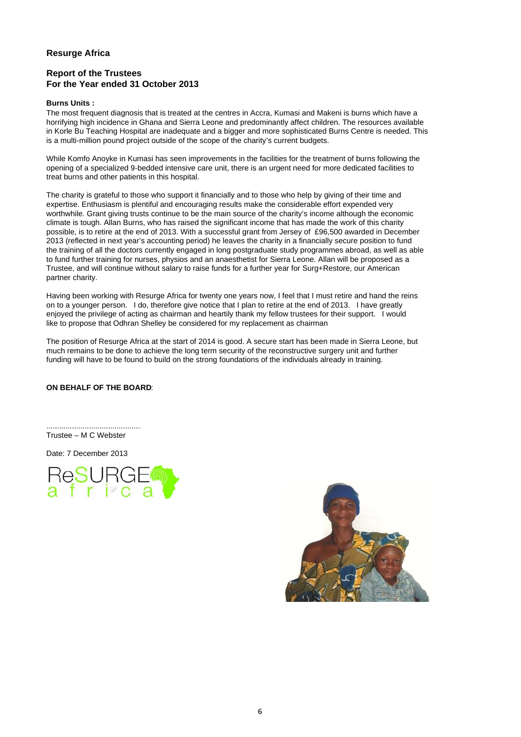**Resurge Africa**

**Report of the Trustees**
**For the Year ended 31 October 2013**

**Burns Units :**

The most frequent diagnosis that is treated at the centres in Accra, Kumasi and Makeni is burns which have a horrifying high incidence in Ghana and Sierra Leone and predominantly affect children. The resources available in Korle Bu Teaching Hospital are inadequate and a bigger and more sophisticated Burns Centre is needed. This is a multi-million pound project outside of the scope of the charity's current budgets.

While Komfo Anoyke in Kumasi has seen improvements in the facilities for the treatment of burns following the opening of a specialized 9-bedded intensive care unit, there is an urgent need for more dedicated facilities to treat burns and other patients in this hospital.

The charity is grateful to those who support it financially and to those who help by giving of their time and expertise. Enthusiasm is plentiful and encouraging results make the considerable effort expended very worthwhile. Grant giving trusts continue to be the main source of the charity's income although the economic climate is tough. Allan Burns, who has raised the significant income that has made the work of this charity possible, is to retire at the end of 2013. With a successful grant from Jersey of £96,500 awarded in December 2013 (reflected in next year's accounting period) he leaves the charity in a financially secure position to fund the training of all the doctors currently engaged in long postgraduate study programmes abroad, as well as able to fund further training for nurses, physios and an anaesthetist for Sierra Leone. Allan will be proposed as a Trustee, and will continue without salary to raise funds for a further year for Surg+Restore, our American partner charity.

Having been working with Resurge Africa for twenty one years now, I feel that I must retire and hand the reins on to a younger person. I do, therefore give notice that I plan to retire at the end of 2013. I have greatly enjoyed the privilege of acting as chairman and heartily thank my fellow trustees for their support. I would like to propose that Odhran Shelley be considered for my replacement as chairman

The position of Resurge Africa at the start of 2014 is good. A secure start has been made in Sierra Leone, but much remains to be done to achieve the long term security of the reconstructive surgery unit and further funding will have to be found to build on the strong foundations of the individuals already in training.

**ON BEHALF OF THE BOARD**:

............................................
Trustee – M C Webster

Date: 7 December 2013

ReSURGE africa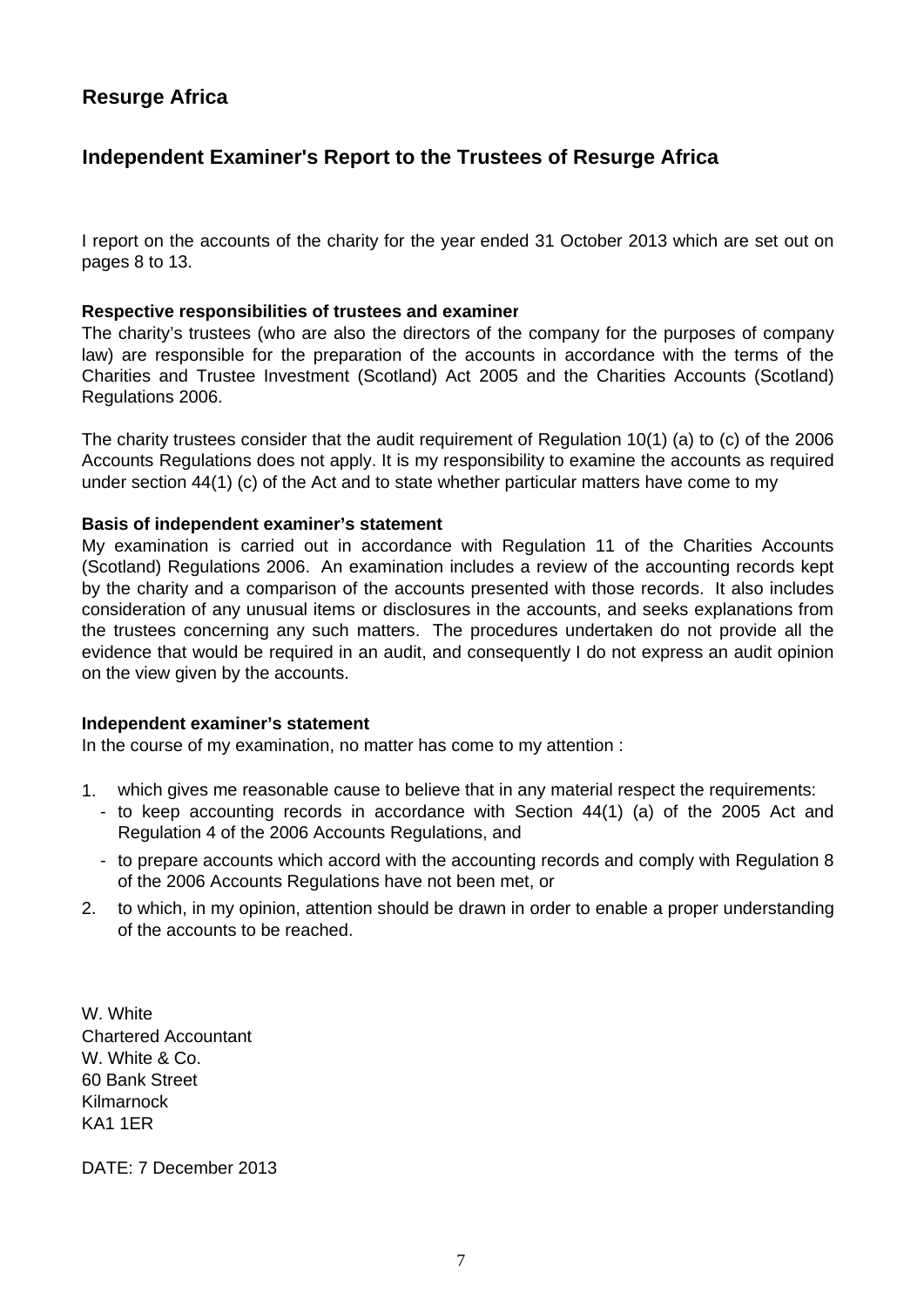# Resurge Africa

## Independent Examiner's Report to the Trustees of Resurge Africa

I report on the accounts of the charity for the year ended 31 October 2013 which are set out on pages 8 to 13.

**Respective responsibilities of trustees and examiner**

The charity's trustees (who are also the directors of the company for the purposes of company law) are responsible for the preparation of the accounts in accordance with the terms of the Charities and Trustee Investment (Scotland) Act 2005 and the Charities Accounts (Scotland) Regulations 2006.

The charity trustees consider that the audit requirement of Regulation 10(1) (a) to (c) of the 2006 Accounts Regulations does not apply. It is my responsibility to examine the accounts as required under section 44(1) (c) of the Act and to state whether particular matters have come to my

**Basis of independent examiner's statement**

My examination is carried out in accordance with Regulation 11 of the Charities Accounts (Scotland) Regulations 2006. An examination includes a review of the accounting records kept by the charity and a comparison of the accounts presented with those records. It also includes consideration of any unusual items or disclosures in the accounts, and seeks explanations from the trustees concerning any such matters. The procedures undertaken do not provide all the evidence that would be required in an audit, and consequently I do not express an audit opinion on the view given by the accounts.

**Independent examiner's statement**

In the course of my examination, no matter has come to my attention :

1. which gives me reasonable cause to believe that in any material respect the requirements:
   - to keep accounting records in accordance with Section 44(1) (a) of the 2005 Act and Regulation 4 of the 2006 Accounts Regulations, and
   - to prepare accounts which accord with the accounting records and comply with Regulation 8 of the 2006 Accounts Regulations have not been met, or
2. to which, in my opinion, attention should be drawn in order to enable a proper understanding of the accounts to be reached.

W. White
Chartered Accountant
W. White & Co.
60 Bank Street
Kilmarnock
KA1 1ER

DATE: 7 December 2013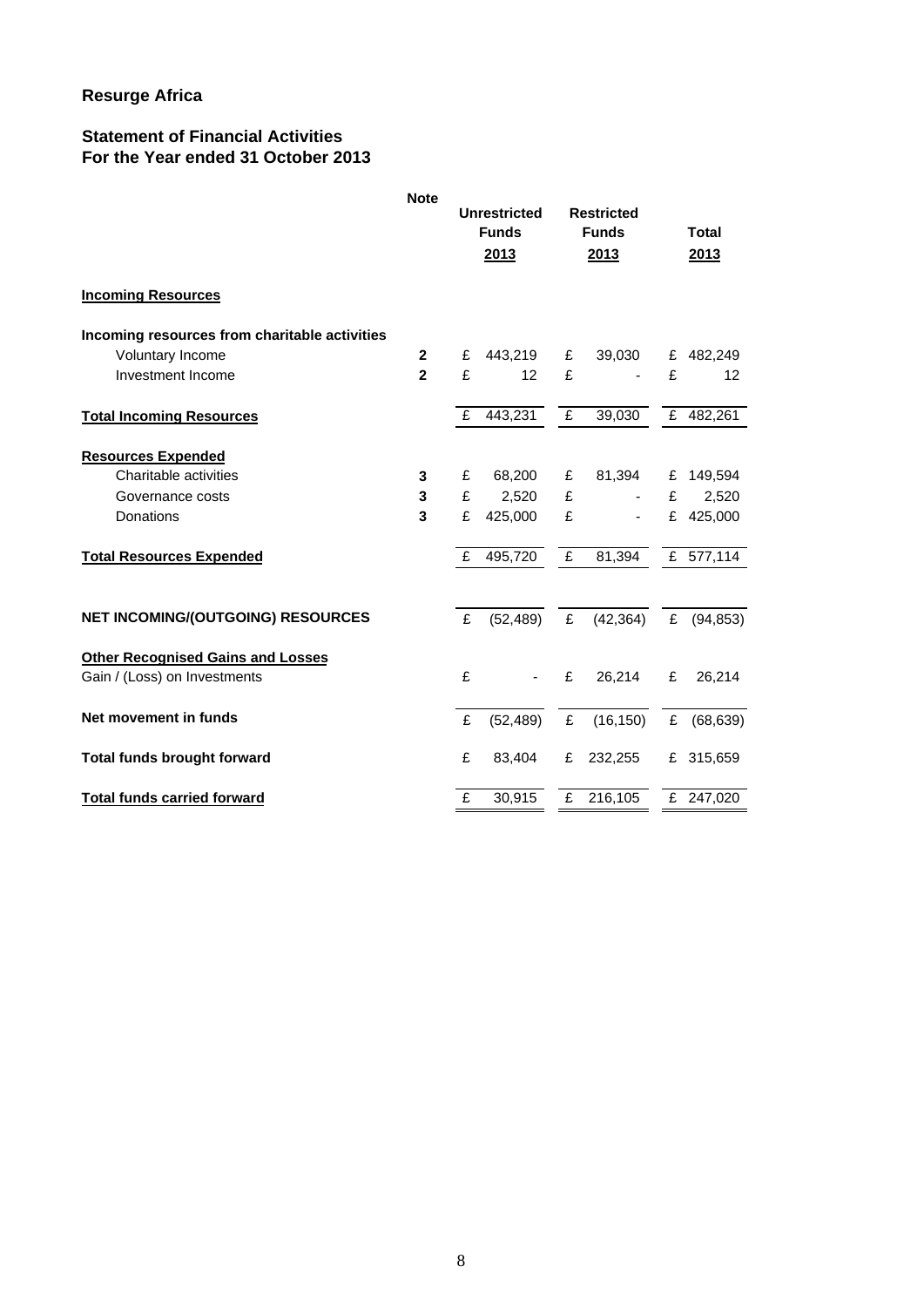# Resurge Africa

## Statement of Financial Activities
## For the Year ended 31 October 2013

| | Note | Unrestricted Funds 2013 | Restricted Funds 2013 | Total 2013 |
|---|---|---|---|---|
| **Incoming Resources** | | | | |
| **Incoming resources from charitable activities** | | | | |
| Voluntary Income | 2 | £ 443,219 | £ 39,030 | £ 482,249 |
| Investment Income | 2 | £ 12 | £ - | £ 12 |
| **Total Incoming Resources** | | £ 443,231 | £ 39,030 | £ 482,261 |
| **Resources Expended** | | | | |
| Charitable activities | 3 | £ 68,200 | £ 81,394 | £ 149,594 |
| Governance costs | 3 | £ 2,520 | £ - | £ 2,520 |
| Donations | 3 | £ 425,000 | £ - | £ 425,000 |
| **Total Resources Expended** | | £ 495,720 | £ 81,394 | £ 577,114 |
| **NET INCOMING/(OUTGOING) RESOURCES** | | £ (52,489) | £ (42,364) | £ (94,853) |
| **Other Recognised Gains and Losses** | | | | |
| Gain / (Loss) on Investments | | £ - | £ 26,214 | £ 26,214 |
| **Net movement in funds** | | £ (52,489) | £ (16,150) | £ (68,639) |
| **Total funds brought forward** | | £ 83,404 | £ 232,255 | £ 315,659 |
| **Total funds carried forward** | | £ 30,915 | £ 216,105 | £ 247,020 |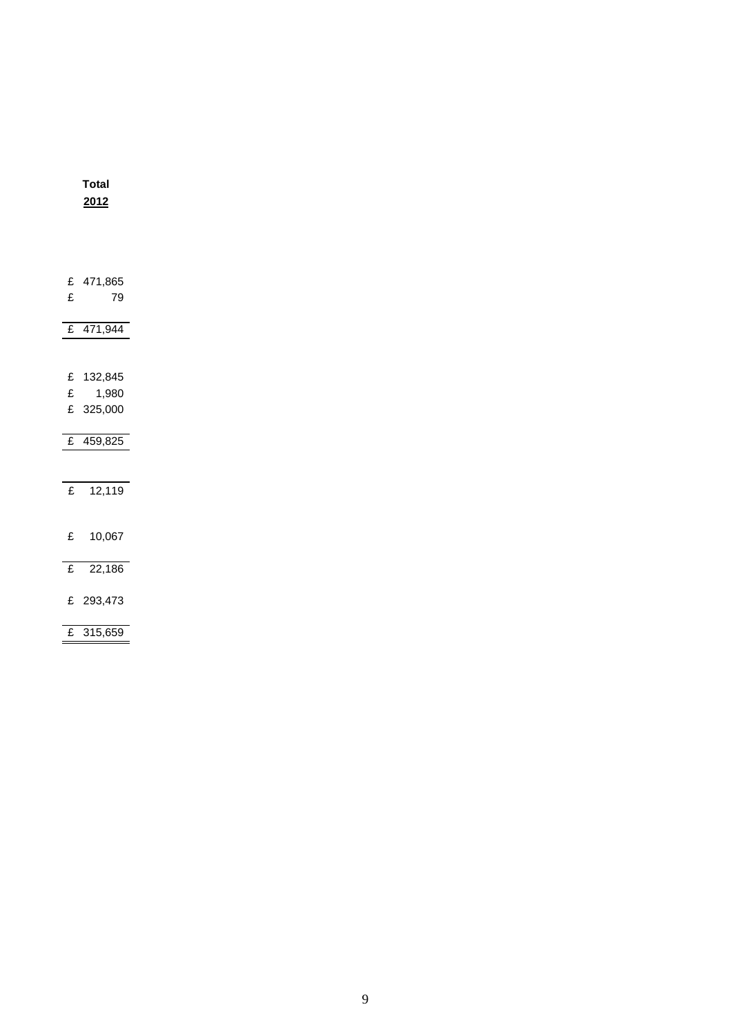| Total 2012 |
|---|
| |
| £ 471,865 |
| £ 79 |
| £ 471,944 |
| |
| £ 132,845 |
| £ 1,980 |
| £ 325,000 |
| £ 459,825 |
| |
| £ 12,119 |
| |
| £ 10,067 |
| £ 22,186 |
| £ 293,473 |
| £ 315,659 |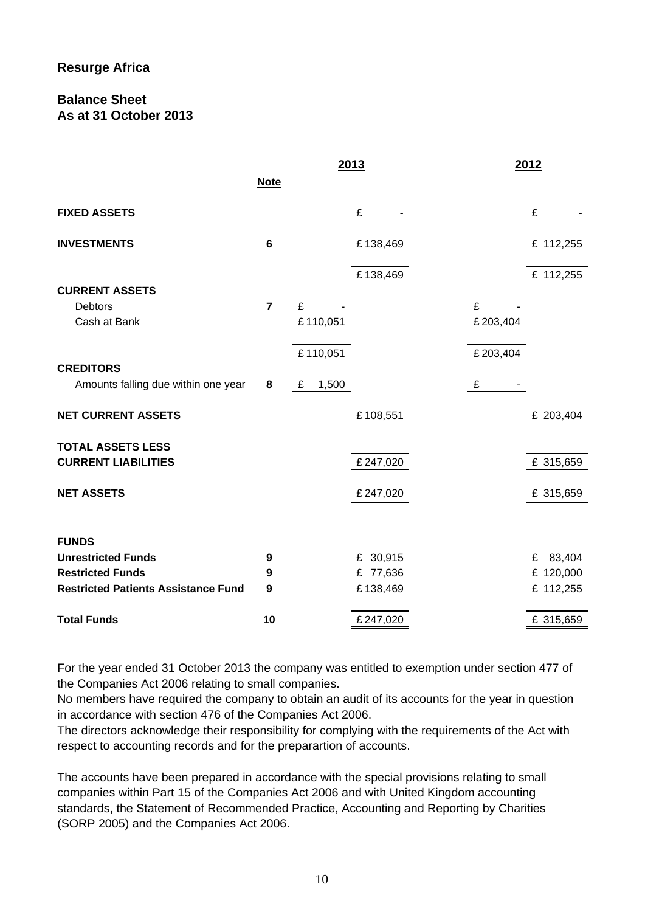**Resurge Africa**

**Balance Sheet**
**As at 31 October 2013**

| | Note | 2013 | 2013 | 2012 | 2012 |
|---|---|---|---|---|---|
| **FIXED ASSETS** | | | £ - | | £ - |
| **INVESTMENTS** | 6 | | £ 138,469 | | £ 112,255 |
| | | | £ 138,469 | | £ 112,255 |
| **CURRENT ASSETS** | | | | | |
| Debtors | 7 | £ - | | £ - | |
| Cash at Bank | | £ 110,051 | | £ 203,404 | |
| | | £ 110,051 | | £ 203,404 | |
| **CREDITORS** | | | | | |
| Amounts falling due within one year | 8 | £ 1,500 | | £ - | |
| **NET CURRENT ASSETS** | | | £ 108,551 | | £ 203,404 |
| **TOTAL ASSETS LESS CURRENT LIABILITIES** | | | £ 247,020 | | £ 315,659 |
| **NET ASSETS** | | | £ 247,020 | | £ 315,659 |
| **FUNDS** | | | | | |
| **Unrestricted Funds** | 9 | | £ 30,915 | | £ 83,404 |
| **Restricted Funds** | 9 | | £ 77,636 | | £ 120,000 |
| **Restricted Patients Assistance Fund** | 9 | | £ 138,469 | | £ 112,255 |
| **Total Funds** | 10 | | £ 247,020 | | £ 315,659 |

For the year ended 31 October 2013 the company was entitled to exemption under section 477 of the Companies Act 2006 relating to small companies.
No members have required the company to obtain an audit of its accounts for the year in question in accordance with section 476 of the Companies Act 2006.
The directors acknowledge their responsibility for complying with the requirements of the Act with respect to accounting records and for the preparartion of accounts.

The accounts have been prepared in accordance with the special provisions relating to small companies within Part 15 of the Companies Act 2006 and with United Kingdom accounting standards, the Statement of Recommended Practice, Accounting and Reporting by Charities (SORP 2005) and the Companies Act 2006.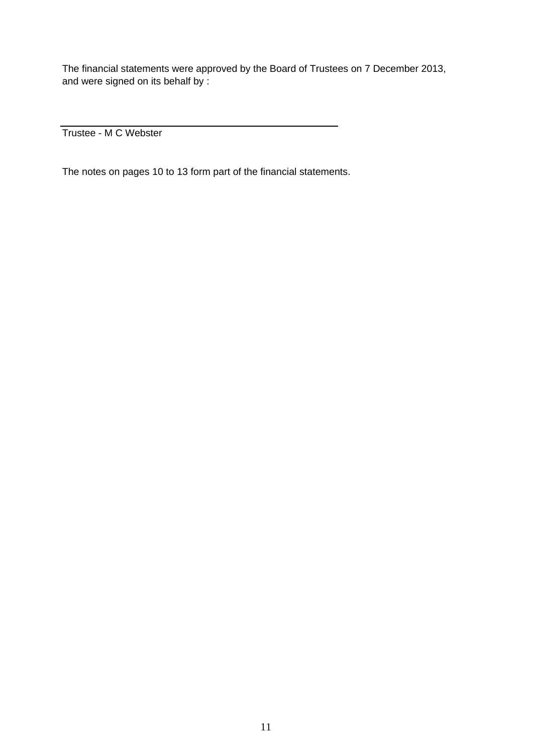The financial statements were approved by the Board of Trustees on 7 December 2013, and were signed on its behalf by :

\_\_\_\_\_\_\_\_\_\_\_\_\_\_\_\_\_\_\_\_\_\_\_\_\_\_\_\_\_\_\_\_\_\_\_\_\_\_\_\_

Trustee - M C Webster

The notes on pages 10 to 13 form part of the financial statements.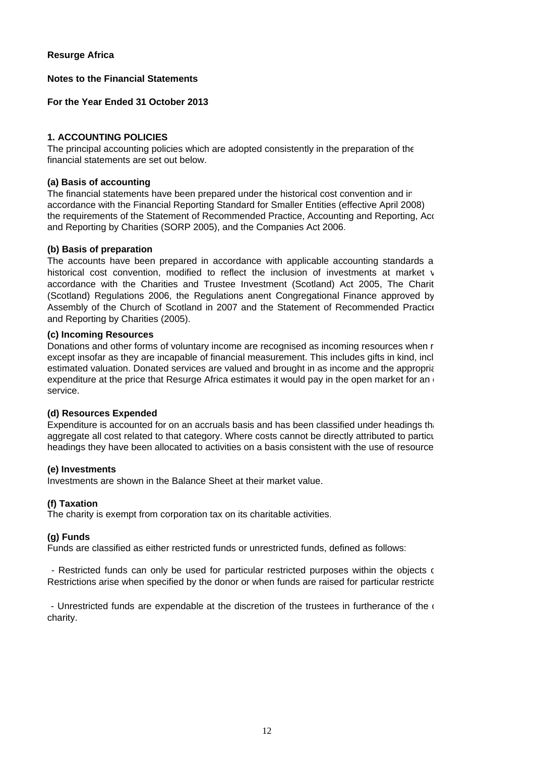**Resurge Africa**

**Notes to the Financial Statements**

**For the Year Ended 31 October 2013**

**1. ACCOUNTING POLICIES**

The principal accounting policies which are adopted consistently in the preparation of the financial statements are set out below.

**(a) Basis of accounting**

The financial statements have been prepared under the historical cost convention and in accordance with the Financial Reporting Standard for Smaller Entities (effective April 2008) the requirements of the Statement of Recommended Practice, Accounting and Reporting, Acc and Reporting by Charities (SORP 2005), and the Companies Act 2006.

**(b) Basis of preparation**

The accounts have been prepared in accordance with applicable accounting standards a historical cost convention, modified to reflect the inclusion of investments at market v accordance with the Charities and Trustee Investment (Scotland) Act 2005, The Charit (Scotland) Regulations 2006, the Regulations anent Congregational Finance approved by Assembly of the Church of Scotland in 2007 and the Statement of Recommended Practice and Reporting by Charities (2005).

**(c) Incoming Resources**

Donations and other forms of voluntary income are recognised as incoming resources when r except insofar as they are incapable of financial measurement. This includes gifts in kind, incl estimated valuation. Donated services are valued and brought in as income and the appropria expenditure at the price that Resurge Africa estimates it would pay in the open market for an e service.

**(d) Resources Expended**

Expenditure is accounted for on an accruals basis and has been classified under headings tha aggregate all cost related to that category. Where costs cannot be directly attributed to particu headings they have been allocated to activities on a basis consistent with the use of resource

**(e) Investments**

Investments are shown in the Balance Sheet at their market value.

**(f) Taxation**

The charity is exempt from corporation tax on its charitable activities.

**(g) Funds**

Funds are classified as either restricted funds or unrestricted funds, defined as follows:

- Restricted funds can only be used for particular restricted purposes within the objects o Restrictions arise when specified by the donor or when funds are raised for particular restricte

- Unrestricted funds are expendable at the discretion of the trustees in furtherance of the o charity.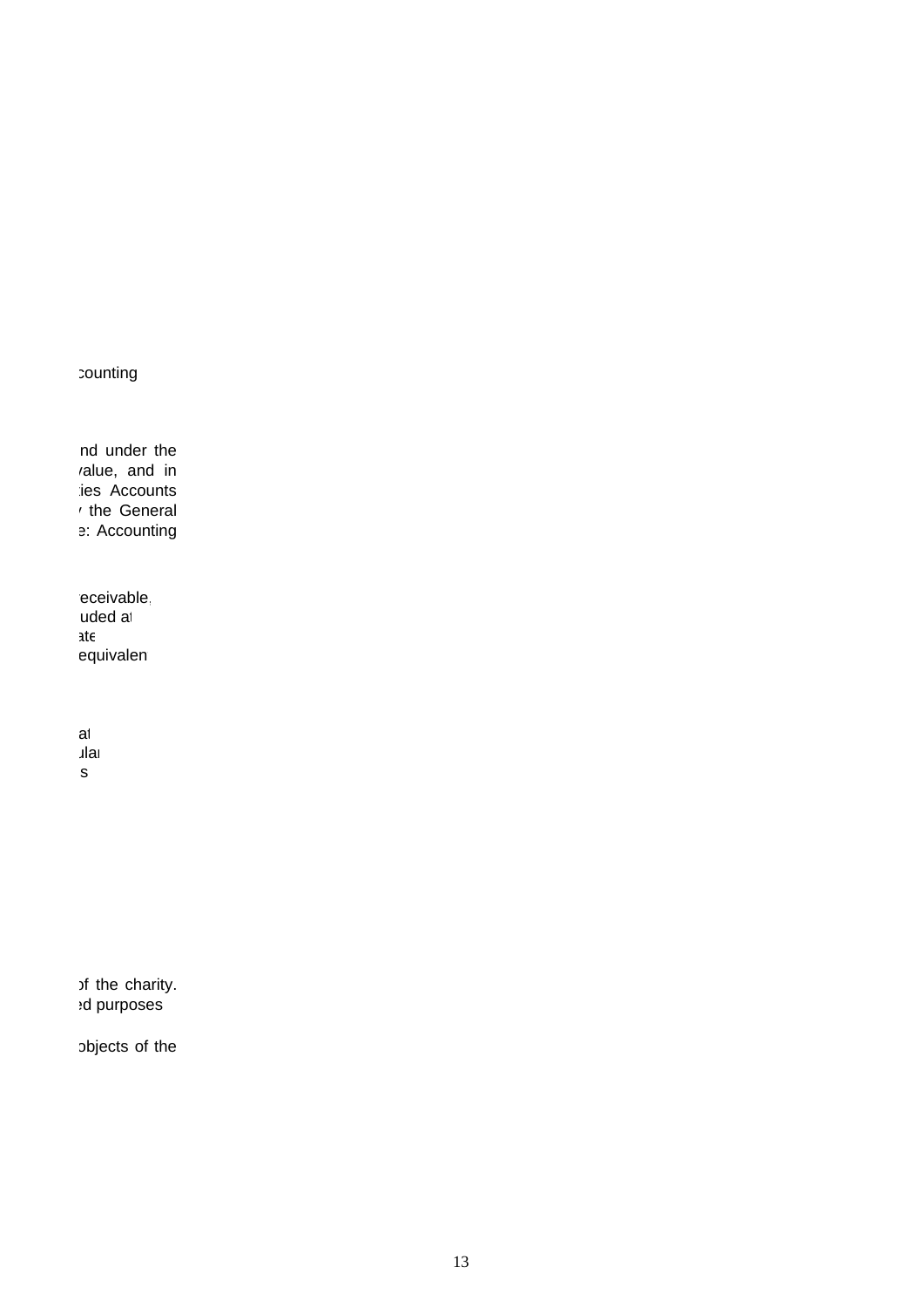counting

nd under the
value, and in
ies Accounts
the General
e: Accounting

eceivable,
uded at
ate
equivalen

at
ular
s

of the charity.
ed purposes

objects of the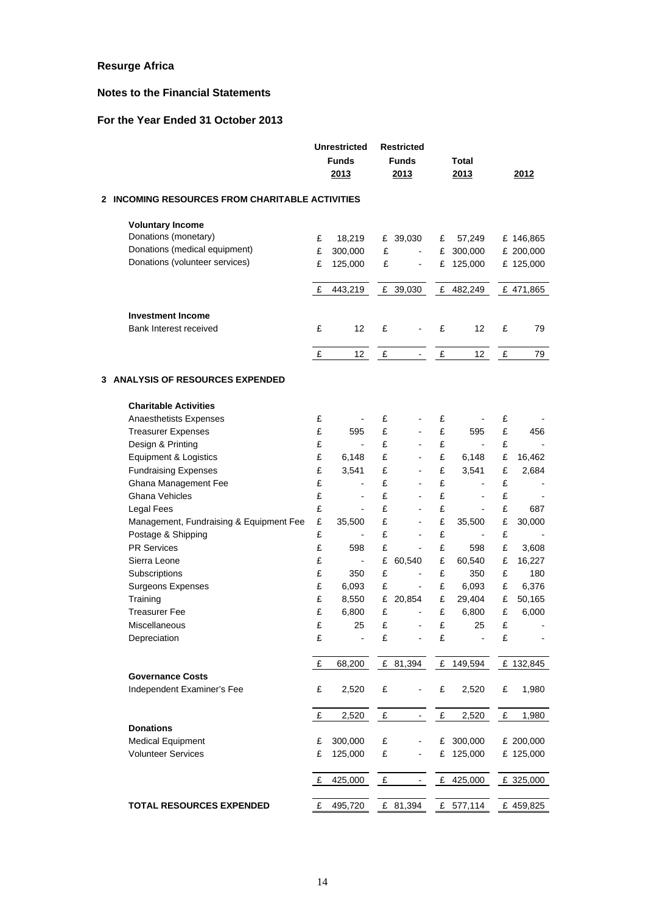**Resurge Africa**

**Notes to the Financial Statements**

**For the Year Ended 31 October 2013**

| | Unrestricted Funds 2013 | Restricted Funds 2013 | Total 2013 | 2012 |
|---|---|---|---|---|
| **2 INCOMING RESOURCES FROM CHARITABLE ACTIVITIES** | | | | |
| **Voluntary Income** | | | | |
| Donations (monetary) | £ 18,219 | £ 39,030 | £ 57,249 | £ 146,865 |
| Donations (medical equipment) | £ 300,000 | £ - | £ 300,000 | £ 200,000 |
| Donations (volunteer services) | £ 125,000 | £ - | £ 125,000 | £ 125,000 |
| | £ 443,219 | £ 39,030 | £ 482,249 | £ 471,865 |
| **Investment Income** | | | | |
| Bank Interest received | £ 12 | £ - | £ 12 | £ 79 |
| | £ 12 | £ - | £ 12 | £ 79 |
| **3 ANALYSIS OF RESOURCES EXPENDED** | | | | |
| **Charitable Activities** | | | | |
| Anaesthetists Expenses | £ - | £ - | £ - | £ - |
| Treasurer Expenses | £ 595 | £ - | £ 595 | £ 456 |
| Design & Printing | £ - | £ - | £ - | £ - |
| Equipment & Logistics | £ 6,148 | £ - | £ 6,148 | £ 16,462 |
| Fundraising Expenses | £ 3,541 | £ - | £ 3,541 | £ 2,684 |
| Ghana Management Fee | £ - | £ - | £ - | £ - |
| Ghana Vehicles | £ - | £ - | £ - | £ - |
| Legal Fees | £ - | £ - | £ - | £ 687 |
| Management, Fundraising & Equipment Fee | £ 35,500 | £ - | £ 35,500 | £ 30,000 |
| Postage & Shipping | £ - | £ - | £ - | £ - |
| PR Services | £ 598 | £ - | £ 598 | £ 3,608 |
| Sierra Leone | £ - | £ 60,540 | £ 60,540 | £ 16,227 |
| Subscriptions | £ 350 | £ - | £ 350 | £ 180 |
| Surgeons Expenses | £ 6,093 | £ - | £ 6,093 | £ 6,376 |
| Training | £ 8,550 | £ 20,854 | £ 29,404 | £ 50,165 |
| Treasurer Fee | £ 6,800 | £ - | £ 6,800 | £ 6,000 |
| Miscellaneous | £ 25 | £ - | £ 25 | £ - |
| Depreciation | £ - | £ - | £ - | £ - |
| | £ 68,200 | £ 81,394 | £ 149,594 | £ 132,845 |
| **Governance Costs** | | | | |
| Independent Examiner's Fee | £ 2,520 | £ - | £ 2,520 | £ 1,980 |
| | £ 2,520 | £ - | £ 2,520 | £ 1,980 |
| **Donations** | | | | |
| Medical Equipment | £ 300,000 | £ - | £ 300,000 | £ 200,000 |
| Volunteer Services | £ 125,000 | £ - | £ 125,000 | £ 125,000 |
| | £ 425,000 | £ - | £ 425,000 | £ 325,000 |
| **TOTAL RESOURCES EXPENDED** | £ 495,720 | £ 81,394 | £ 577,114 | £ 459,825 |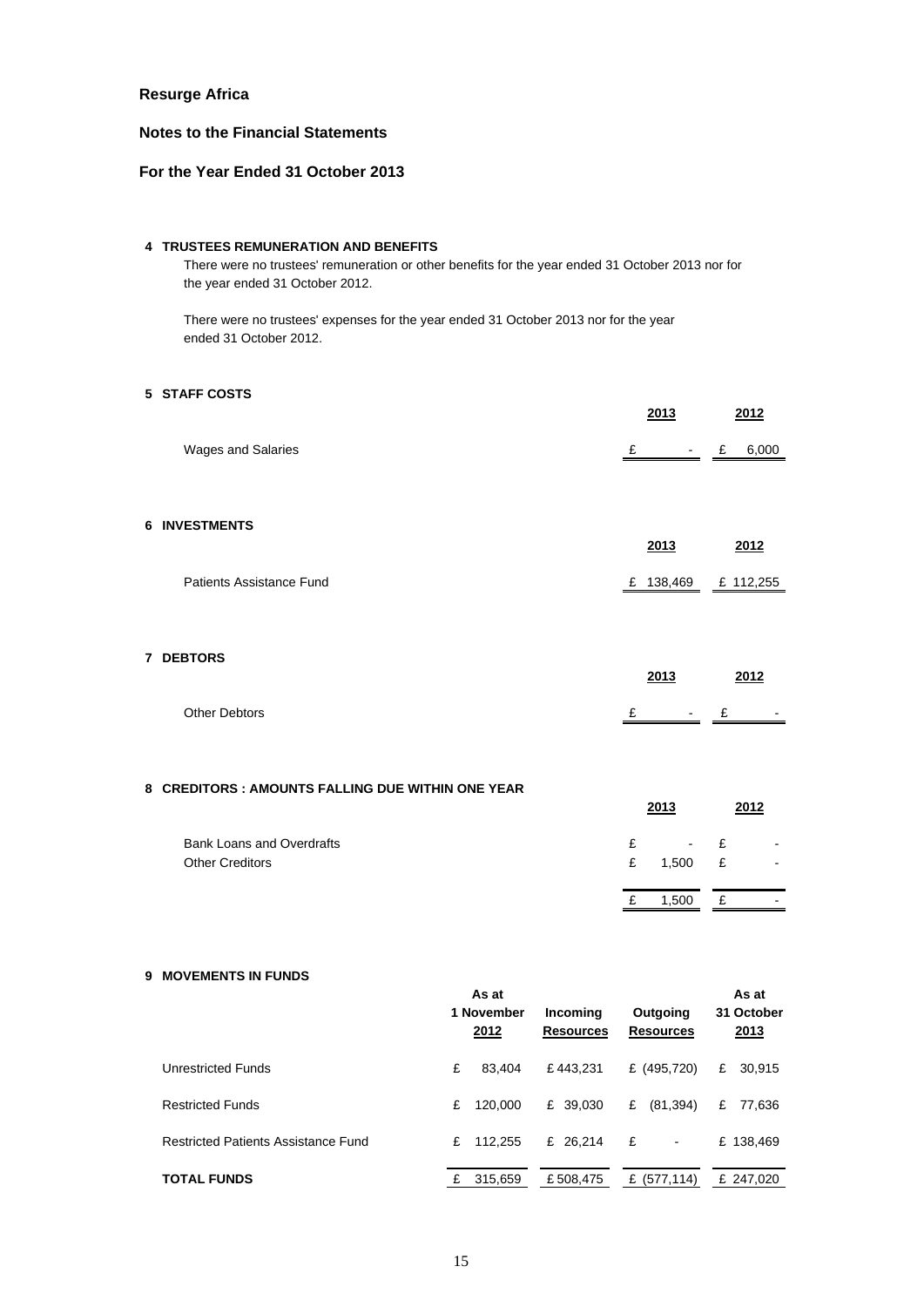**Resurge Africa**

**Notes to the Financial Statements**

**For the Year Ended 31 October 2013**

**4 TRUSTEES REMUNERATION AND BENEFITS**

There were no trustees' remuneration or other benefits for the year ended 31 October 2013 nor for the year ended 31 October 2012.

There were no trustees' expenses for the year ended 31 October 2013 nor for the year ended 31 October 2012.

**5 STAFF COSTS**

| | 2013 | 2012 |
|---|---|---|
| Wages and Salaries | £ - | £ 6,000 |

**6 INVESTMENTS**

| | 2013 | 2012 |
|---|---|---|
| Patients Assistance Fund | £ 138,469 | £ 112,255 |

**7 DEBTORS**

| | 2013 | 2012 |
|---|---|---|
| Other Debtors | £ - | £ - |

**8 CREDITORS : AMOUNTS FALLING DUE WITHIN ONE YEAR**

| | 2013 | 2012 |
|---|---|---|
| Bank Loans and Overdrafts | £ - | £ - |
| Other Creditors | £ 1,500 | £ - |
| | £ 1,500 | £ - |

**9 MOVEMENTS IN FUNDS**

| | As at 1 November 2012 | Incoming Resources | Outgoing Resources | As at 31 October 2013 |
|---|---|---|---|---|
| Unrestricted Funds | £ 83,404 | £ 443,231 | £ (495,720) | £ 30,915 |
| Restricted Funds | £ 120,000 | £ 39,030 | £ (81,394) | £ 77,636 |
| Restricted Patients Assistance Fund | £ 112,255 | £ 26,214 | £ - | £ 138,469 |
| **TOTAL FUNDS** | £ 315,659 | £ 508,475 | £ (577,114) | £ 247,020 |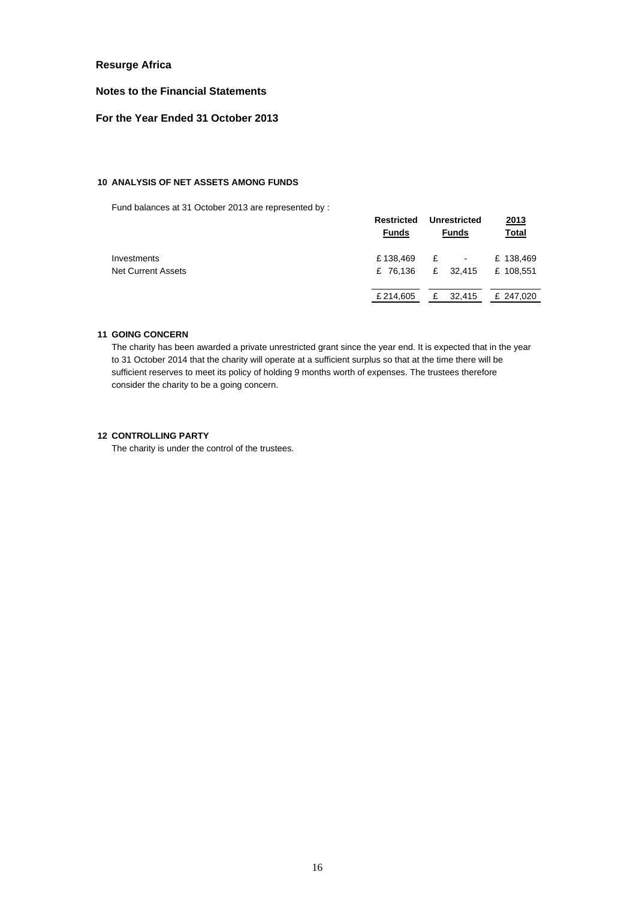**Resurge Africa**

**Notes to the Financial Statements**

**For the Year Ended 31 October 2013**

**10 ANALYSIS OF NET ASSETS AMONG FUNDS**

Fund balances at 31 October 2013 are represented by :

| | Restricted Funds | Unrestricted Funds | 2013 Total |
|---|---|---|---|
| Investments | £ 138,469 | £ - | £ 138,469 |
| Net Current Assets | £ 76,136 | £ 32,415 | £ 108,551 |
| | £ 214,605 | £ 32,415 | £ 247,020 |

**11 GOING CONCERN**

The charity has been awarded a private unrestricted grant since the year end. It is expected that in the year to 31 October 2014 that the charity will operate at a sufficient surplus so that at the time there will be sufficient reserves to meet its policy of holding 9 months worth of expenses. The trustees therefore consider the charity to be a going concern.

**12 CONTROLLING PARTY**

The charity is under the control of the trustees.